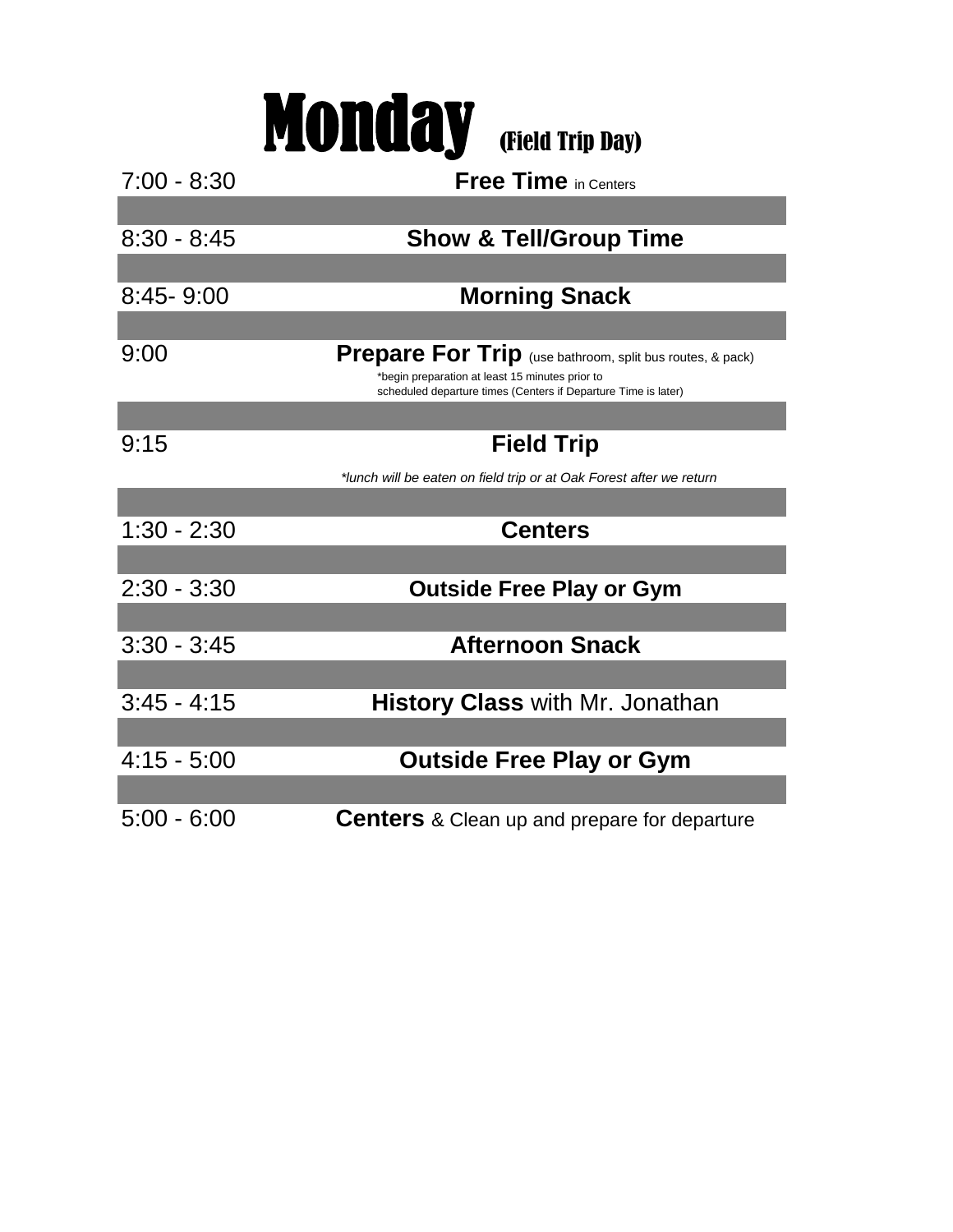# Monday (Field Trip Day)

| Time | Activity |
| --- | --- |
| 7:00 - 8:30 | **Free Time** in Centers |
| 8:30 - 8:45 | **Show & Tell/Group Time** |
| 8:45- 9:00 | **Morning Snack** |
| 9:00 | **Prepare For Trip** (use bathroom, split bus routes, & pack) *begin preparation at least 15 minutes prior to scheduled departure times (Centers if Departure Time is later) |
| 9:15 | **Field Trip** *\*lunch will be eaten on field trip or at Oak Forest after we return* |
| 1:30 - 2:30 | **Centers** |
| 2:30 - 3:30 | **Outside Free Play or Gym** |
| 3:30 - 3:45 | **Afternoon Snack** |
| 3:45 - 4:15 | **History Class** with Mr. Jonathan |
| 4:15 - 5:00 | **Outside Free Play or Gym** |
| 5:00 - 6:00 | **Centers** & Clean up and prepare for departure |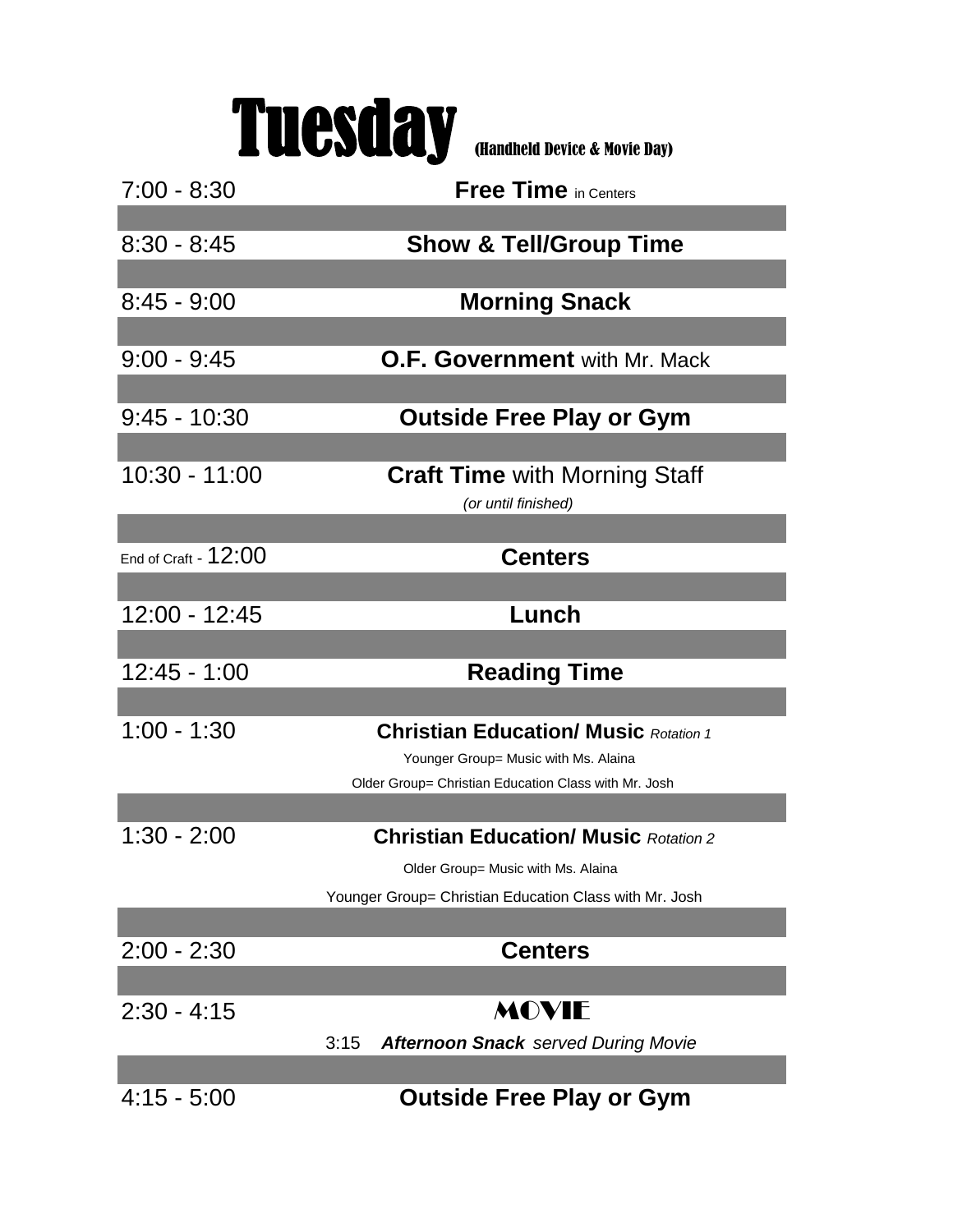# Tuesday (Handheld Device & Movie Day)

| Time | Activity |
|---|---|
| 7:00 - 8:30 | **Free Time** in Centers |
| 8:30 - 8:45 | **Show & Tell/Group Time** |
| 8:45 - 9:00 | **Morning Snack** |
| 9:00 - 9:45 | **O.F. Government** with Mr. Mack |
| 9:45 - 10:30 | **Outside Free Play or Gym** |
| 10:30 - 11:00 | **Craft Time** with Morning Staff *(or until finished)* |
| End of Craft - 12:00 | **Centers** |
| 12:00 - 12:45 | **Lunch** |
| 12:45 - 1:00 | **Reading Time** |
| 1:00 - 1:30 | **Christian Education/ Music** *Rotation 1*<br>Younger Group= Music with Ms. Alaina<br>Older Group= Christian Education Class with Mr. Josh |
| 1:30 - 2:00 | **Christian Education/ Music** *Rotation 2*<br>Older Group= Music with Ms. Alaina<br>Younger Group= Christian Education Class with Mr. Josh |
| 2:00 - 2:30 | **Centers** |
| 2:30 - 4:15 | **MOVIE**<br>3:15 ***Afternoon Snack*** *served During Movie* |
| 4:15 - 5:00 | **Outside Free Play or Gym** |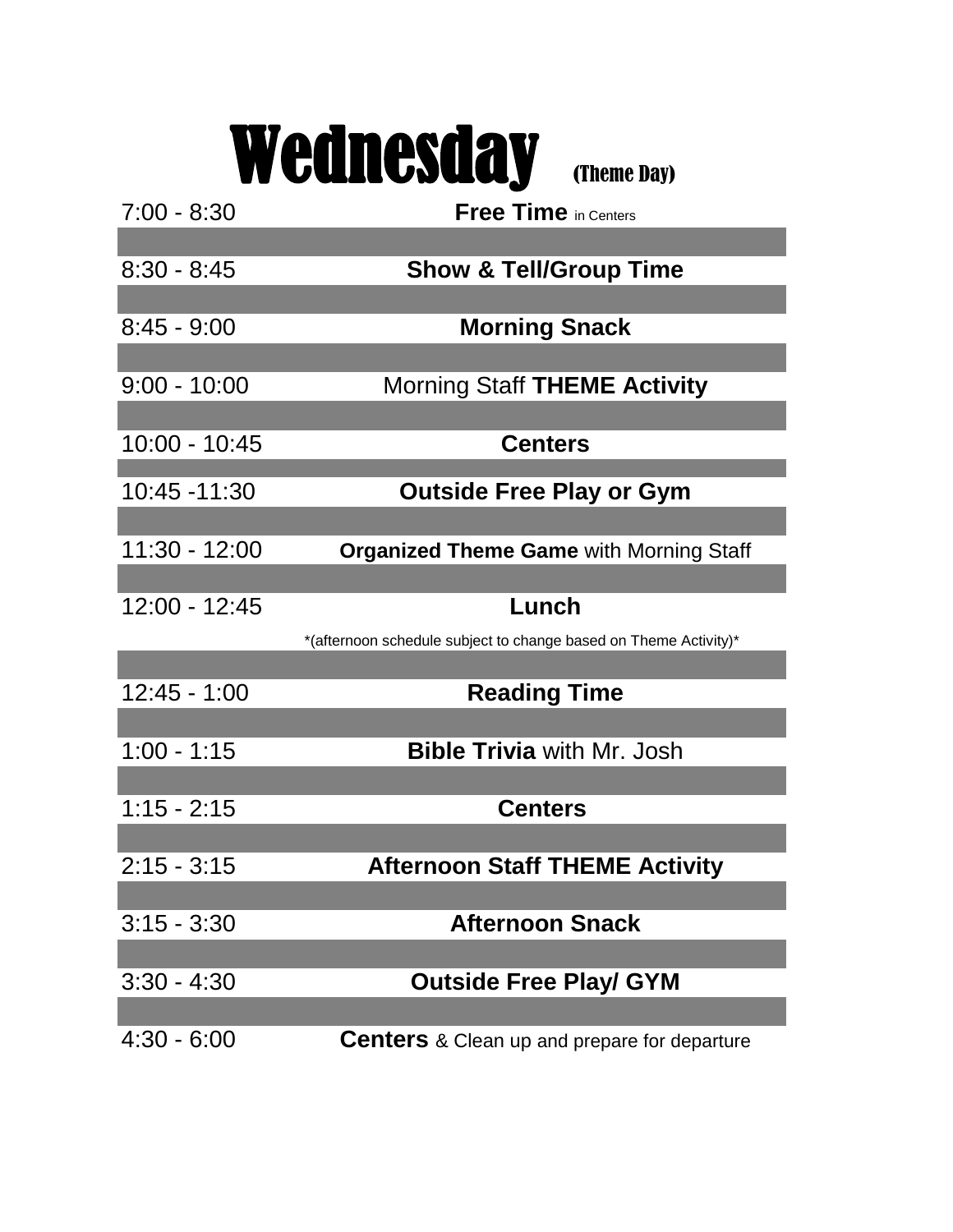# Wednesday (Theme Day)

| Time | Activity |
|---|---|
| 7:00 - 8:30 | **Free Time** in Centers |
| 8:30 - 8:45 | **Show & Tell/Group Time** |
| 8:45 - 9:00 | **Morning Snack** |
| 9:00 - 10:00 | Morning Staff **THEME Activity** |
| 10:00 - 10:45 | **Centers** |
| 10:45 -11:30 | **Outside Free Play or Gym** |
| 11:30 - 12:00 | **Organized Theme Game** with Morning Staff |
| 12:00 - 12:45 | **Lunch** |
| | *(afternoon schedule subject to change based on Theme Activity)* |
| 12:45 - 1:00 | **Reading Time** |
| 1:00 - 1:15 | **Bible Trivia** with Mr. Josh |
| 1:15 - 2:15 | **Centers** |
| 2:15 - 3:15 | **Afternoon Staff THEME Activity** |
| 3:15 - 3:30 | **Afternoon Snack** |
| 3:30 - 4:30 | **Outside Free Play/ GYM** |
| 4:30 - 6:00 | **Centers** & Clean up and prepare for departure |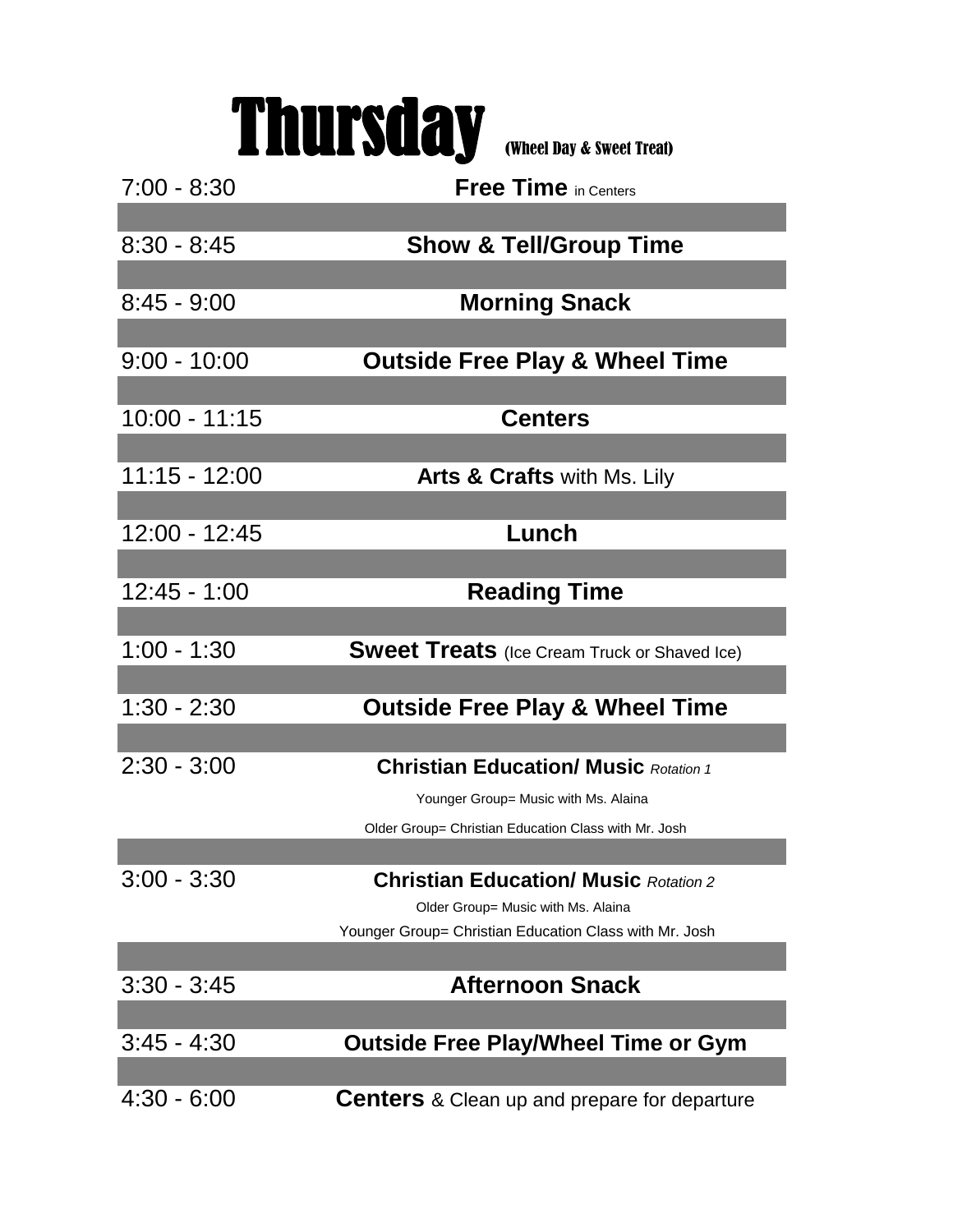# Thursday (Wheel Day & Sweet Treat)

| Time | Activity |
| --- | --- |
| 7:00 - 8:30 | **Free Time** in Centers |
| 8:30 - 8:45 | **Show & Tell/Group Time** |
| 8:45 - 9:00 | **Morning Snack** |
| 9:00 - 10:00 | **Outside Free Play & Wheel Time** |
| 10:00 - 11:15 | **Centers** |
| 11:15 - 12:00 | **Arts & Crafts** with Ms. Lily |
| 12:00 - 12:45 | **Lunch** |
| 12:45 - 1:00 | **Reading Time** |
| 1:00 - 1:30 | **Sweet Treats** (Ice Cream Truck or Shaved Ice) |
| 1:30 - 2:30 | **Outside Free Play & Wheel Time** |
| 2:30 - 3:00 | **Christian Education/ Music** *Rotation 1*<br>Younger Group= Music with Ms. Alaina<br>Older Group= Christian Education Class with Mr. Josh |
| 3:00 - 3:30 | **Christian Education/ Music** *Rotation 2*<br>Older Group= Music with Ms. Alaina<br>Younger Group= Christian Education Class with Mr. Josh |
| 3:30 - 3:45 | **Afternoon Snack** |
| 3:45 - 4:30 | **Outside Free Play/Wheel Time or Gym** |
| 4:30 - 6:00 | **Centers** & Clean up and prepare for departure |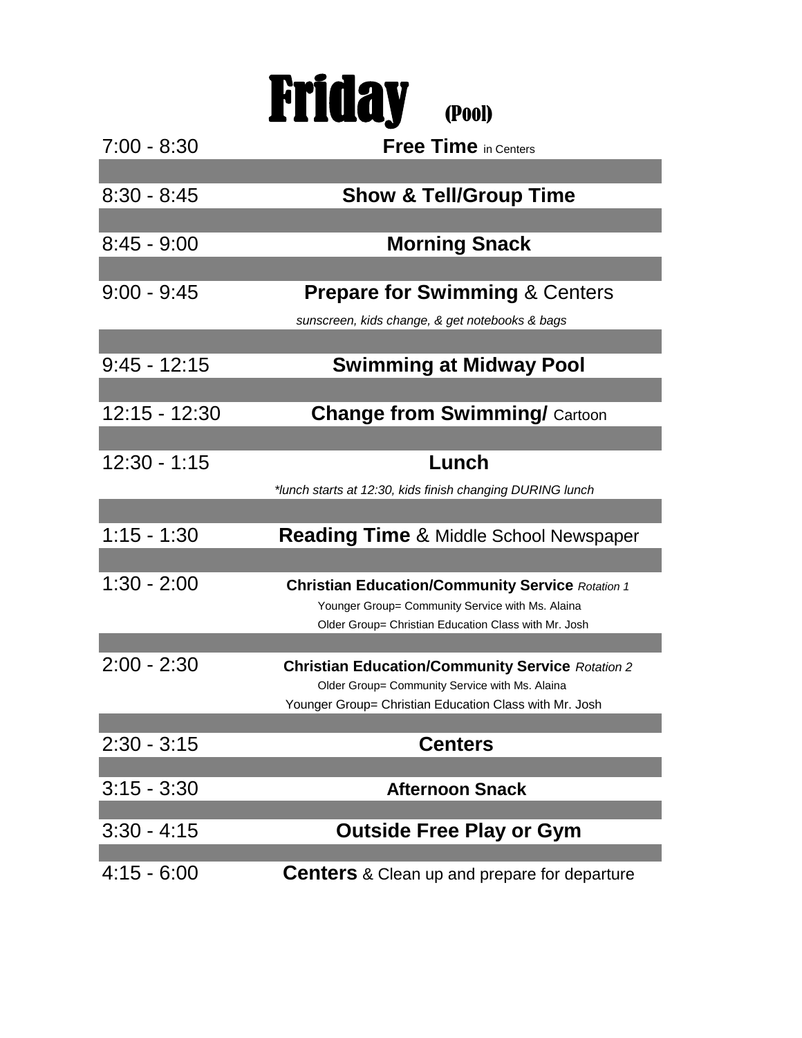# Friday (Pool)

| | |
|---|---|
| 7:00 - 8:30 | **Free Time** in Centers |
| 8:30 - 8:45 | **Show & Tell/Group Time** |
| 8:45 - 9:00 | **Morning Snack** |
| 9:00 - 9:45 | **Prepare for Swimming** & Centers<br>*sunscreen, kids change, & get notebooks & bags* |
| 9:45 - 12:15 | **Swimming at Midway Pool** |
| 12:15 - 12:30 | **Change from Swimming/** Cartoon |
| 12:30 - 1:15 | **Lunch**<br>*\*lunch starts at 12:30, kids finish changing DURING lunch* |
| 1:15 - 1:30 | **Reading Time** & Middle School Newspaper |
| 1:30 - 2:00 | **Christian Education/Community Service** *Rotation 1*<br>Younger Group= Community Service with Ms. Alaina<br>Older Group= Christian Education Class with Mr. Josh |
| 2:00 - 2:30 | **Christian Education/Community Service** *Rotation 2*<br>Older Group= Community Service with Ms. Alaina<br>Younger Group= Christian Education Class with Mr. Josh |
| 2:30 - 3:15 | **Centers** |
| 3:15 - 3:30 | **Afternoon Snack** |
| 3:30 - 4:15 | **Outside Free Play or Gym** |
| 4:15 - 6:00 | **Centers** & Clean up and prepare for departure |